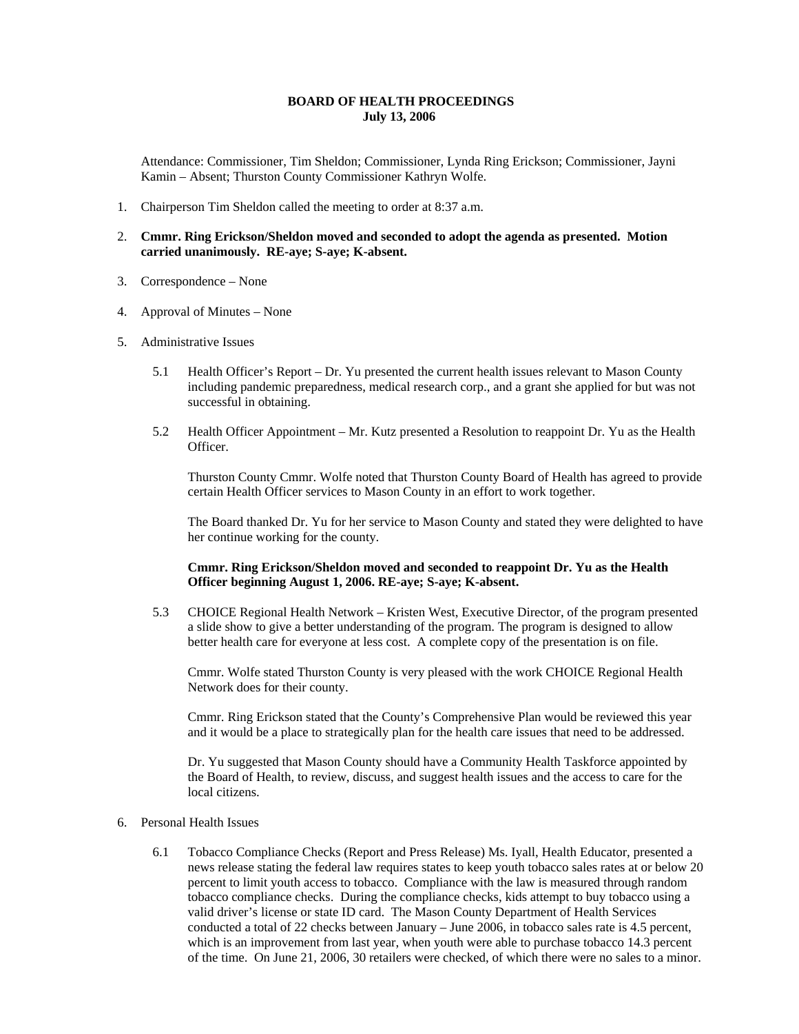# BOARD OF HEALTH PROCEEDINGS
## July 13, 2006

Attendance: Commissioner, Tim Sheldon; Commissioner, Lynda Ring Erickson; Commissioner, Jayni Kamin – Absent; Thurston County Commissioner Kathryn Wolfe.

1. Chairperson Tim Sheldon called the meeting to order at 8:37 a.m.

2. **Cmmr. Ring Erickson/Sheldon moved and seconded to adopt the agenda as presented. Motion carried unanimously. RE-aye; S-aye; K-absent.**

3. Correspondence – None

4. Approval of Minutes – None

5. Administrative Issues

   5.1 Health Officer's Report – Dr. Yu presented the current health issues relevant to Mason County including pandemic preparedness, medical research corp., and a grant she applied for but was not successful in obtaining.

   5.2 Health Officer Appointment – Mr. Kutz presented a Resolution to reappoint Dr. Yu as the Health Officer.

   Thurston County Cmmr. Wolfe noted that Thurston County Board of Health has agreed to provide certain Health Officer services to Mason County in an effort to work together.

   The Board thanked Dr. Yu for her service to Mason County and stated they were delighted to have her continue working for the county.

   **Cmmr. Ring Erickson/Sheldon moved and seconded to reappoint Dr. Yu as the Health Officer beginning August 1, 2006. RE-aye; S-aye; K-absent.**

   5.3 CHOICE Regional Health Network – Kristen West, Executive Director, of the program presented a slide show to give a better understanding of the program. The program is designed to allow better health care for everyone at less cost. A complete copy of the presentation is on file.

   Cmmr. Wolfe stated Thurston County is very pleased with the work CHOICE Regional Health Network does for their county.

   Cmmr. Ring Erickson stated that the County's Comprehensive Plan would be reviewed this year and it would be a place to strategically plan for the health care issues that need to be addressed.

   Dr. Yu suggested that Mason County should have a Community Health Taskforce appointed by the Board of Health, to review, discuss, and suggest health issues and the access to care for the local citizens.

6. Personal Health Issues

   6.1 Tobacco Compliance Checks (Report and Press Release) Ms. Iyall, Health Educator, presented a news release stating the federal law requires states to keep youth tobacco sales rates at or below 20 percent to limit youth access to tobacco. Compliance with the law is measured through random tobacco compliance checks. During the compliance checks, kids attempt to buy tobacco using a valid driver's license or state ID card. The Mason County Department of Health Services conducted a total of 22 checks between January – June 2006, in tobacco sales rate is 4.5 percent, which is an improvement from last year, when youth were able to purchase tobacco 14.3 percent of the time. On June 21, 2006, 30 retailers were checked, of which there were no sales to a minor.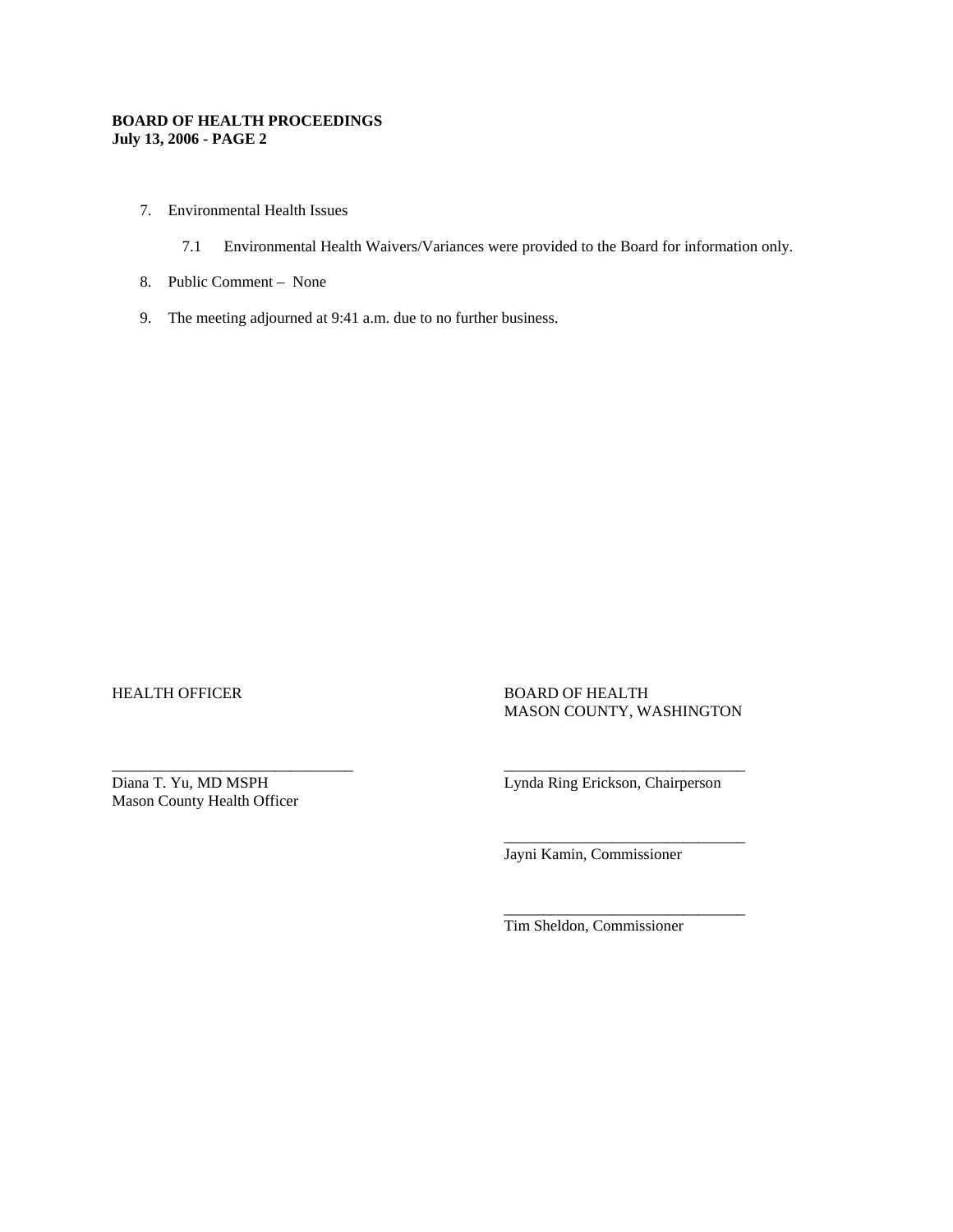7. Environmental Health Issues

   7.1 Environmental Health Waivers/Variances were provided to the Board for information only.

8. Public Comment – None

9. The meeting adjourned at 9:41 a.m. due to no further business.

HEALTH OFFICER

_______________________________
Diana T. Yu, MD MSPH
Mason County Health Officer

BOARD OF HEALTH
MASON COUNTY, WASHINGTON

_______________________________
Lynda Ring Erickson, Chairperson

_______________________________
Jayni Kamin, Commissioner

_______________________________
Tim Sheldon, Commissioner